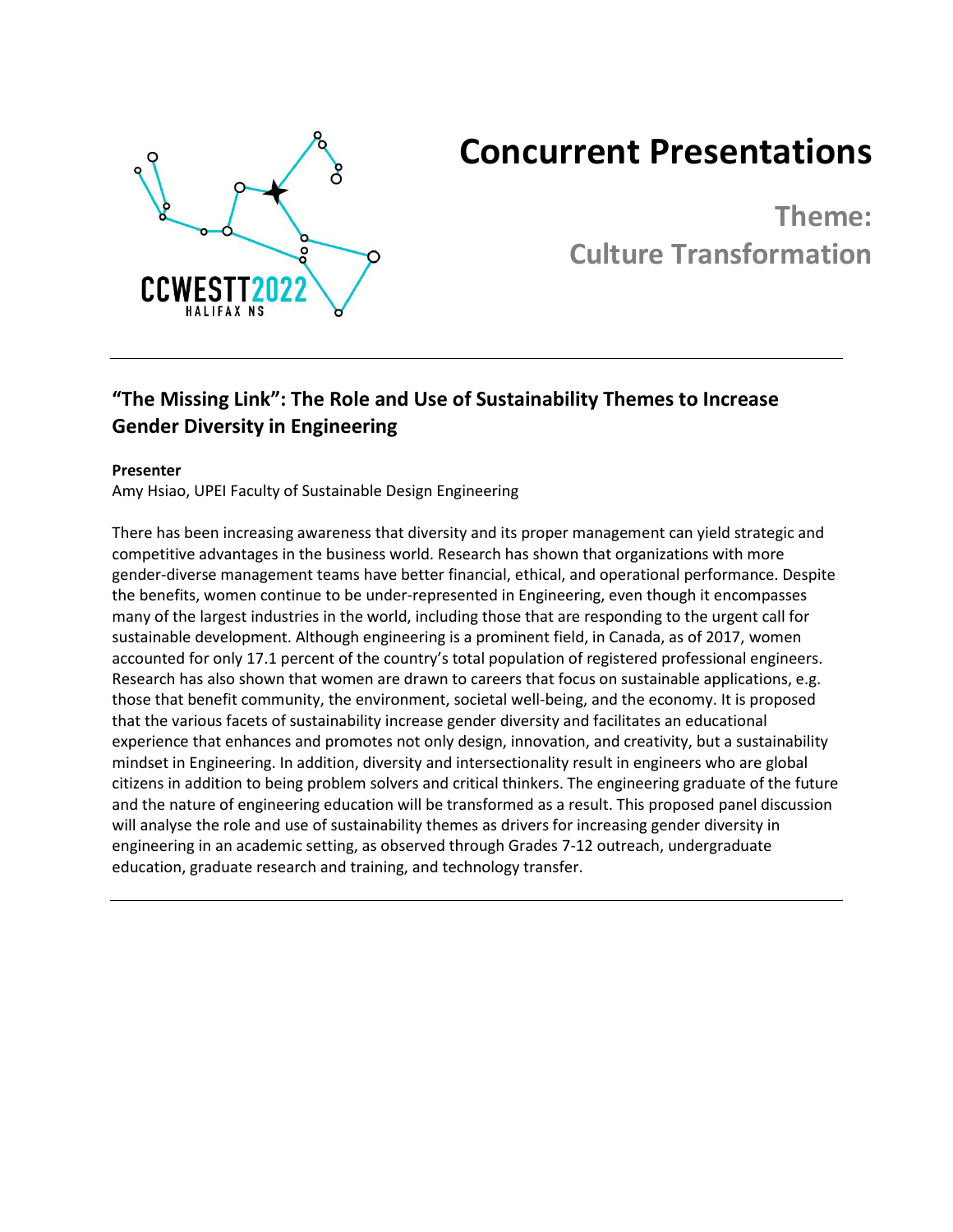# Concurrent Presentations

## Theme: Culture Transformation

---

### "The Missing Link": The Role and Use of Sustainability Themes to Increase Gender Diversity in Engineering

**Presenter**

Amy Hsiao, UPEI Faculty of Sustainable Design Engineering

There has been increasing awareness that diversity and its proper management can yield strategic and competitive advantages in the business world. Research has shown that organizations with more gender-diverse management teams have better financial, ethical, and operational performance. Despite the benefits, women continue to be under-represented in Engineering, even though it encompasses many of the largest industries in the world, including those that are responding to the urgent call for sustainable development. Although engineering is a prominent field, in Canada, as of 2017, women accounted for only 17.1 percent of the country's total population of registered professional engineers. Research has also shown that women are drawn to careers that focus on sustainable applications, e.g. those that benefit community, the environment, societal well-being, and the economy. It is proposed that the various facets of sustainability increase gender diversity and facilitates an educational experience that enhances and promotes not only design, innovation, and creativity, but a sustainability mindset in Engineering. In addition, diversity and intersectionality result in engineers who are global citizens in addition to being problem solvers and critical thinkers. The engineering graduate of the future and the nature of engineering education will be transformed as a result. This proposed panel discussion will analyse the role and use of sustainability themes as drivers for increasing gender diversity in engineering in an academic setting, as observed through Grades 7-12 outreach, undergraduate education, graduate research and training, and technology transfer.

---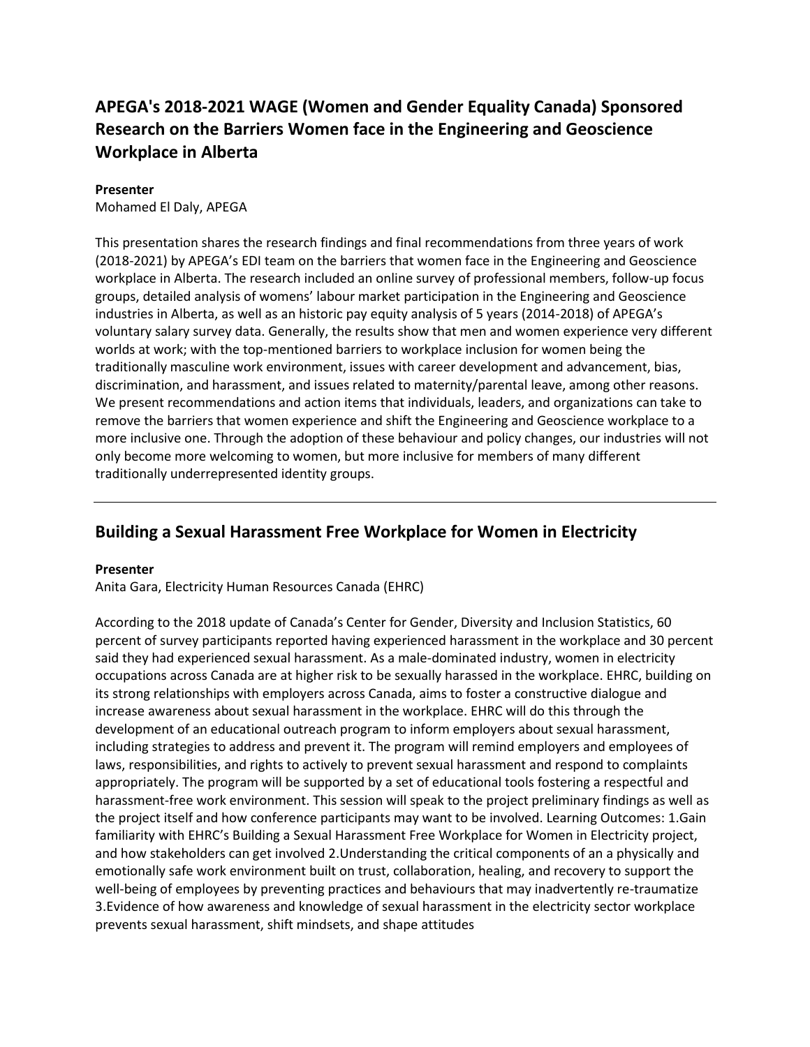## APEGA's 2018-2021 WAGE (Women and Gender Equality Canada) Sponsored Research on the Barriers Women face in the Engineering and Geoscience Workplace in Alberta

**Presenter**
Mohamed El Daly, APEGA

This presentation shares the research findings and final recommendations from three years of work (2018-2021) by APEGA's EDI team on the barriers that women face in the Engineering and Geoscience workplace in Alberta. The research included an online survey of professional members, follow-up focus groups, detailed analysis of womens' labour market participation in the Engineering and Geoscience industries in Alberta, as well as an historic pay equity analysis of 5 years (2014-2018) of APEGA's voluntary salary survey data. Generally, the results show that men and women experience very different worlds at work; with the top-mentioned barriers to workplace inclusion for women being the traditionally masculine work environment, issues with career development and advancement, bias, discrimination, and harassment, and issues related to maternity/parental leave, among other reasons. We present recommendations and action items that individuals, leaders, and organizations can take to remove the barriers that women experience and shift the Engineering and Geoscience workplace to a more inclusive one. Through the adoption of these behaviour and policy changes, our industries will not only become more welcoming to women, but more inclusive for members of many different traditionally underrepresented identity groups.

---

## Building a Sexual Harassment Free Workplace for Women in Electricity

**Presenter**
Anita Gara, Electricity Human Resources Canada (EHRC)

According to the 2018 update of Canada's Center for Gender, Diversity and Inclusion Statistics, 60 percent of survey participants reported having experienced harassment in the workplace and 30 percent said they had experienced sexual harassment. As a male-dominated industry, women in electricity occupations across Canada are at higher risk to be sexually harassed in the workplace. EHRC, building on its strong relationships with employers across Canada, aims to foster a constructive dialogue and increase awareness about sexual harassment in the workplace. EHRC will do this through the development of an educational outreach program to inform employers about sexual harassment, including strategies to address and prevent it. The program will remind employers and employees of laws, responsibilities, and rights to actively to prevent sexual harassment and respond to complaints appropriately. The program will be supported by a set of educational tools fostering a respectful and harassment-free work environment. This session will speak to the project preliminary findings as well as the project itself and how conference participants may want to be involved. Learning Outcomes: 1.Gain familiarity with EHRC's Building a Sexual Harassment Free Workplace for Women in Electricity project, and how stakeholders can get involved 2.Understanding the critical components of an a physically and emotionally safe work environment built on trust, collaboration, healing, and recovery to support the well-being of employees by preventing practices and behaviours that may inadvertently re-traumatize 3.Evidence of how awareness and knowledge of sexual harassment in the electricity sector workplace prevents sexual harassment, shift mindsets, and shape attitudes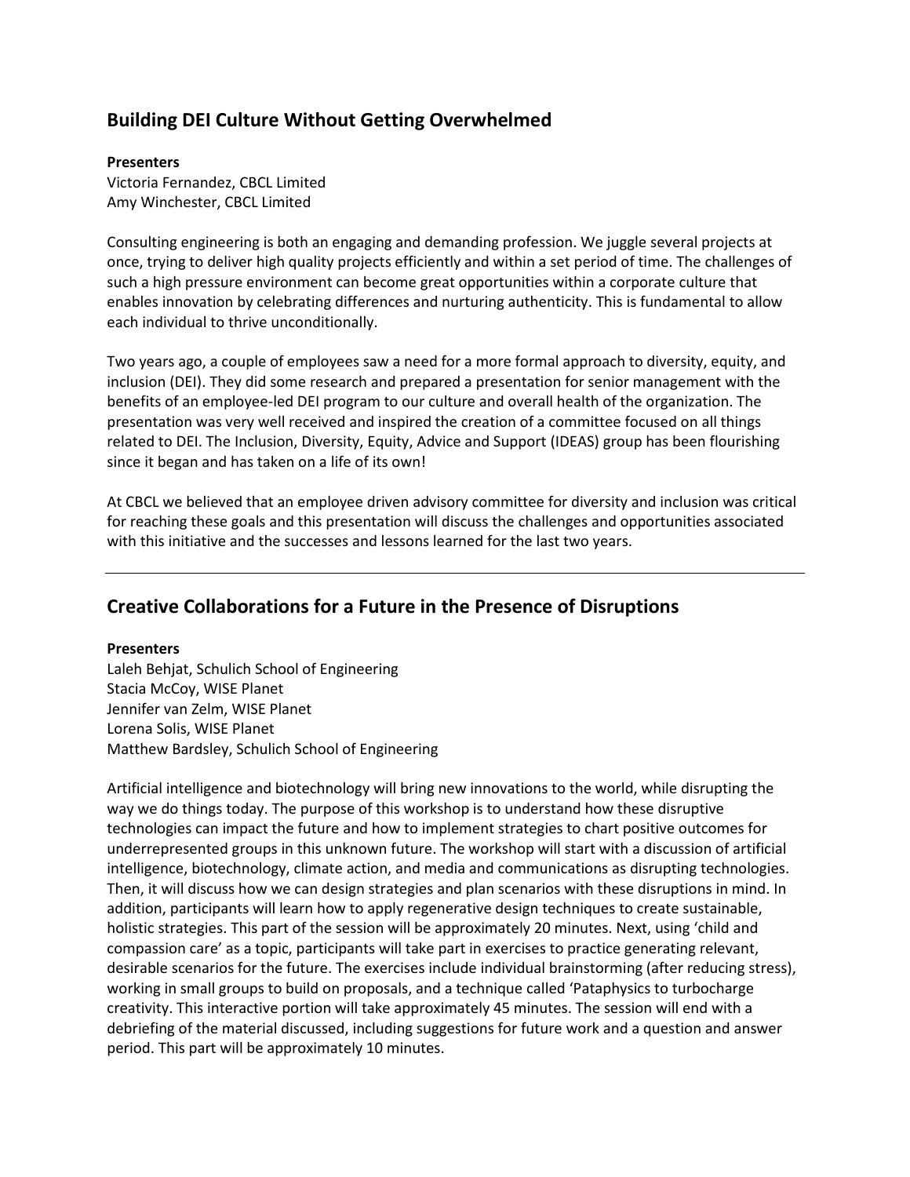## Building DEI Culture Without Getting Overwhelmed

**Presenters**
Victoria Fernandez, CBCL Limited
Amy Winchester, CBCL Limited

Consulting engineering is both an engaging and demanding profession. We juggle several projects at once, trying to deliver high quality projects efficiently and within a set period of time. The challenges of such a high pressure environment can become great opportunities within a corporate culture that enables innovation by celebrating differences and nurturing authenticity. This is fundamental to allow each individual to thrive unconditionally.

Two years ago, a couple of employees saw a need for a more formal approach to diversity, equity, and inclusion (DEI). They did some research and prepared a presentation for senior management with the benefits of an employee-led DEI program to our culture and overall health of the organization. The presentation was very well received and inspired the creation of a committee focused on all things related to DEI. The Inclusion, Diversity, Equity, Advice and Support (IDEAS) group has been flourishing since it began and has taken on a life of its own!

At CBCL we believed that an employee driven advisory committee for diversity and inclusion was critical for reaching these goals and this presentation will discuss the challenges and opportunities associated with this initiative and the successes and lessons learned for the last two years.

---

## Creative Collaborations for a Future in the Presence of Disruptions

**Presenters**
Laleh Behjat, Schulich School of Engineering
Stacia McCoy, WISE Planet
Jennifer van Zelm, WISE Planet
Lorena Solis, WISE Planet
Matthew Bardsley, Schulich School of Engineering

Artificial intelligence and biotechnology will bring new innovations to the world, while disrupting the way we do things today. The purpose of this workshop is to understand how these disruptive technologies can impact the future and how to implement strategies to chart positive outcomes for underrepresented groups in this unknown future. The workshop will start with a discussion of artificial intelligence, biotechnology, climate action, and media and communications as disrupting technologies. Then, it will discuss how we can design strategies and plan scenarios with these disruptions in mind. In addition, participants will learn how to apply regenerative design techniques to create sustainable, holistic strategies. This part of the session will be approximately 20 minutes. Next, using 'child and compassion care' as a topic, participants will take part in exercises to practice generating relevant, desirable scenarios for the future. The exercises include individual brainstorming (after reducing stress), working in small groups to build on proposals, and a technique called 'Pataphysics to turbocharge creativity. This interactive portion will take approximately 45 minutes. The session will end with a debriefing of the material discussed, including suggestions for future work and a question and answer period. This part will be approximately 10 minutes.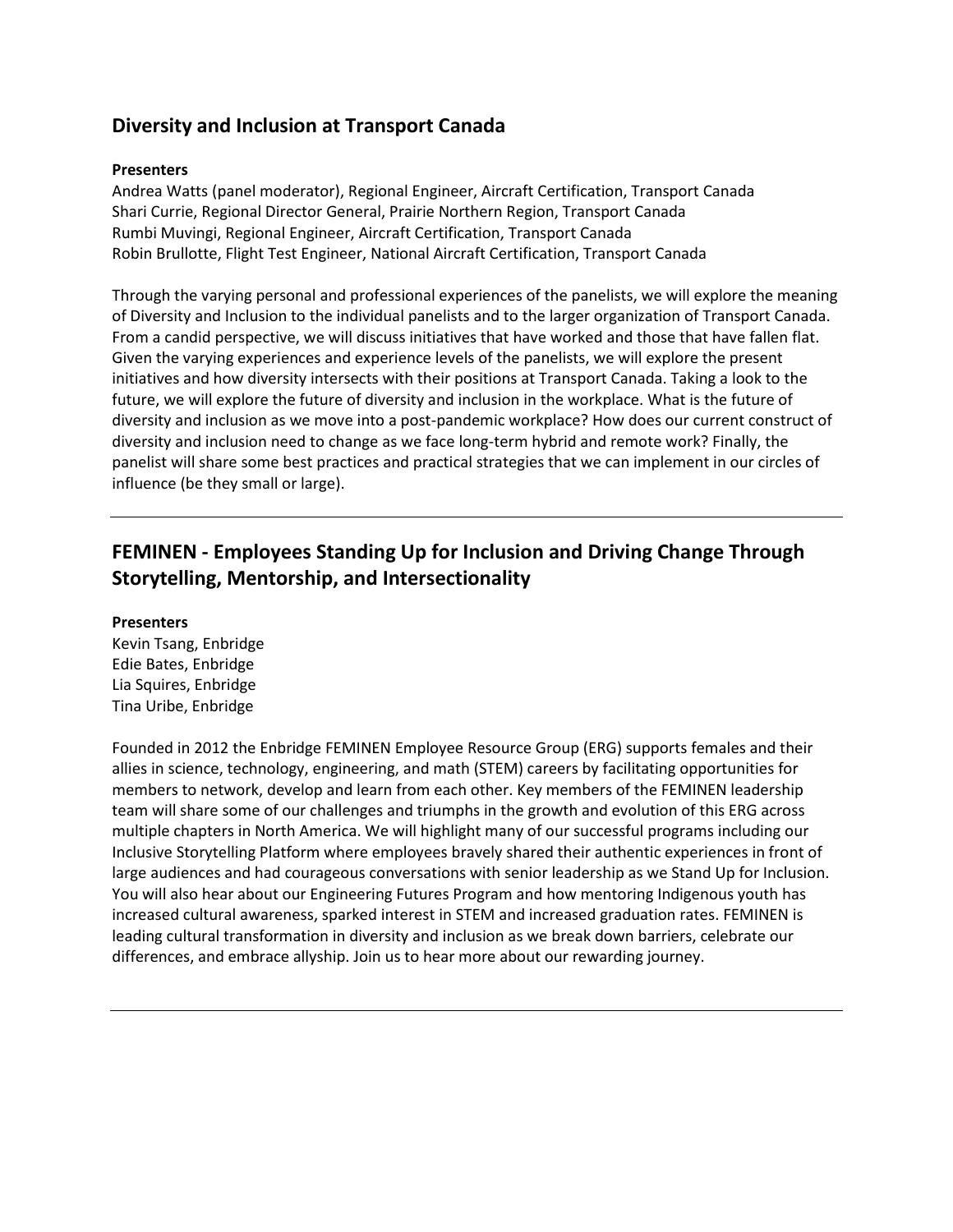## Diversity and Inclusion at Transport Canada

**Presenters**
Andrea Watts (panel moderator), Regional Engineer, Aircraft Certification, Transport Canada
Shari Currie, Regional Director General, Prairie Northern Region, Transport Canada
Rumbi Muvingi, Regional Engineer, Aircraft Certification, Transport Canada
Robin Brullotte, Flight Test Engineer, National Aircraft Certification, Transport Canada

Through the varying personal and professional experiences of the panelists, we will explore the meaning of Diversity and Inclusion to the individual panelists and to the larger organization of Transport Canada. From a candid perspective, we will discuss initiatives that have worked and those that have fallen flat. Given the varying experiences and experience levels of the panelists, we will explore the present initiatives and how diversity intersects with their positions at Transport Canada. Taking a look to the future, we will explore the future of diversity and inclusion in the workplace. What is the future of diversity and inclusion as we move into a post-pandemic workplace? How does our current construct of diversity and inclusion need to change as we face long-term hybrid and remote work? Finally, the panelist will share some best practices and practical strategies that we can implement in our circles of influence (be they small or large).

---

## FEMINEN - Employees Standing Up for Inclusion and Driving Change Through Storytelling, Mentorship, and Intersectionality

**Presenters**
Kevin Tsang, Enbridge
Edie Bates, Enbridge
Lia Squires, Enbridge
Tina Uribe, Enbridge

Founded in 2012 the Enbridge FEMINEN Employee Resource Group (ERG) supports females and their allies in science, technology, engineering, and math (STEM) careers by facilitating opportunities for members to network, develop and learn from each other. Key members of the FEMINEN leadership team will share some of our challenges and triumphs in the growth and evolution of this ERG across multiple chapters in North America. We will highlight many of our successful programs including our Inclusive Storytelling Platform where employees bravely shared their authentic experiences in front of large audiences and had courageous conversations with senior leadership as we Stand Up for Inclusion. You will also hear about our Engineering Futures Program and how mentoring Indigenous youth has increased cultural awareness, sparked interest in STEM and increased graduation rates. FEMINEN is leading cultural transformation in diversity and inclusion as we break down barriers, celebrate our differences, and embrace allyship. Join us to hear more about our rewarding journey.

---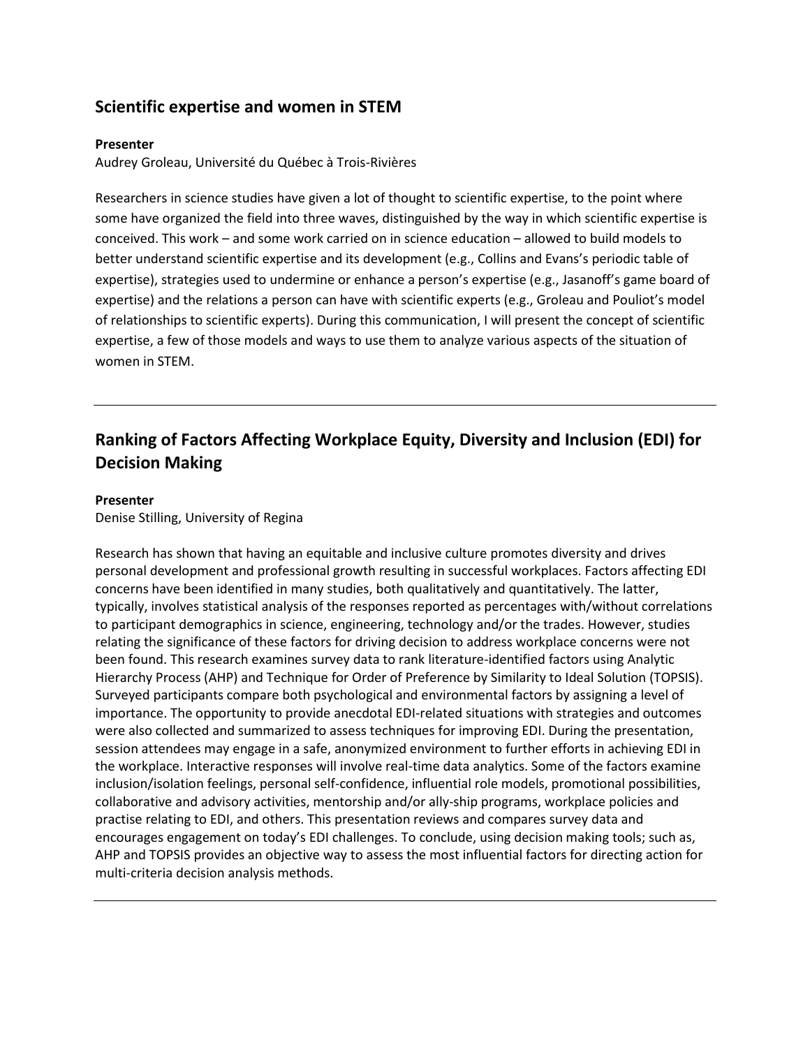## Scientific expertise and women in STEM

**Presenter**

Audrey Groleau, Université du Québec à Trois-Rivières

Researchers in science studies have given a lot of thought to scientific expertise, to the point where some have organized the field into three waves, distinguished by the way in which scientific expertise is conceived. This work – and some work carried on in science education – allowed to build models to better understand scientific expertise and its development (e.g., Collins and Evans's periodic table of expertise), strategies used to undermine or enhance a person's expertise (e.g., Jasanoff's game board of expertise) and the relations a person can have with scientific experts (e.g., Groleau and Pouliot's model of relationships to scientific experts). During this communication, I will present the concept of scientific expertise, a few of those models and ways to use them to analyze various aspects of the situation of women in STEM.

---

## Ranking of Factors Affecting Workplace Equity, Diversity and Inclusion (EDI) for Decision Making

**Presenter**

Denise Stilling, University of Regina

Research has shown that having an equitable and inclusive culture promotes diversity and drives personal development and professional growth resulting in successful workplaces. Factors affecting EDI concerns have been identified in many studies, both qualitatively and quantitatively. The latter, typically, involves statistical analysis of the responses reported as percentages with/without correlations to participant demographics in science, engineering, technology and/or the trades. However, studies relating the significance of these factors for driving decision to address workplace concerns were not been found. This research examines survey data to rank literature-identified factors using Analytic Hierarchy Process (AHP) and Technique for Order of Preference by Similarity to Ideal Solution (TOPSIS). Surveyed participants compare both psychological and environmental factors by assigning a level of importance. The opportunity to provide anecdotal EDI-related situations with strategies and outcomes were also collected and summarized to assess techniques for improving EDI. During the presentation, session attendees may engage in a safe, anonymized environment to further efforts in achieving EDI in the workplace. Interactive responses will involve real-time data analytics. Some of the factors examine inclusion/isolation feelings, personal self-confidence, influential role models, promotional possibilities, collaborative and advisory activities, mentorship and/or ally-ship programs, workplace policies and practise relating to EDI, and others. This presentation reviews and compares survey data and encourages engagement on today's EDI challenges. To conclude, using decision making tools; such as, AHP and TOPSIS provides an objective way to assess the most influential factors for directing action for multi-criteria decision analysis methods.

---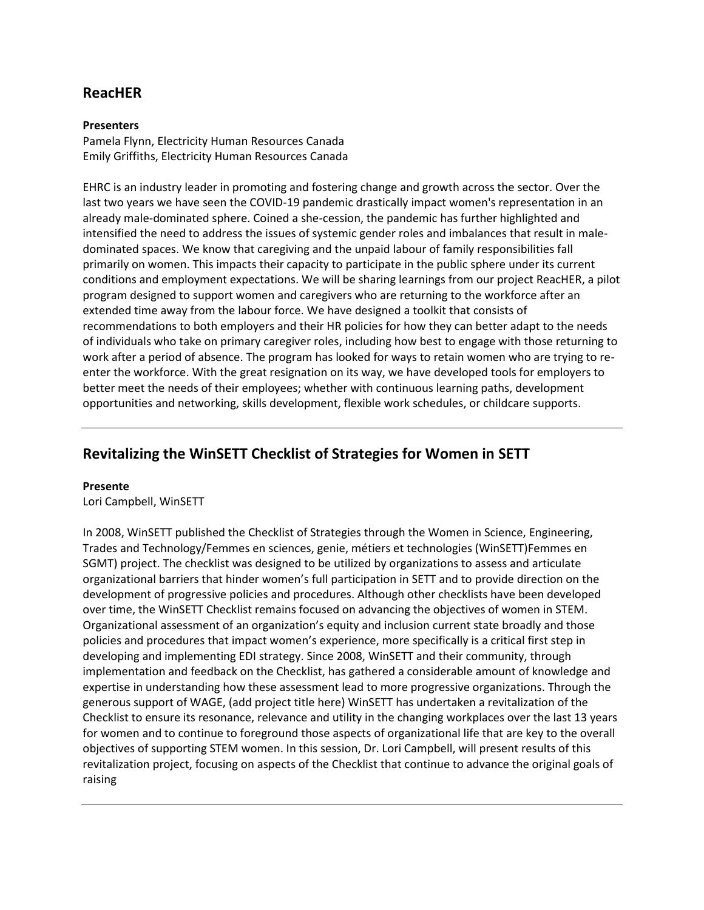## ReacHER

**Presenters**
Pamela Flynn, Electricity Human Resources Canada
Emily Griffiths, Electricity Human Resources Canada

EHRC is an industry leader in promoting and fostering change and growth across the sector. Over the last two years we have seen the COVID-19 pandemic drastically impact women's representation in an already male-dominated sphere. Coined a she-cession, the pandemic has further highlighted and intensified the need to address the issues of systemic gender roles and imbalances that result in male-dominated spaces. We know that caregiving and the unpaid labour of family responsibilities fall primarily on women. This impacts their capacity to participate in the public sphere under its current conditions and employment expectations. We will be sharing learnings from our project ReacHER, a pilot program designed to support women and caregivers who are returning to the workforce after an extended time away from the labour force. We have designed a toolkit that consists of recommendations to both employers and their HR policies for how they can better adapt to the needs of individuals who take on primary caregiver roles, including how best to engage with those returning to work after a period of absence. The program has looked for ways to retain women who are trying to re-enter the workforce. With the great resignation on its way, we have developed tools for employers to better meet the needs of their employees; whether with continuous learning paths, development opportunities and networking, skills development, flexible work schedules, or childcare supports.

---

## Revitalizing the WinSETT Checklist of Strategies for Women in SETT

**Presente**
Lori Campbell, WinSETT

In 2008, WinSETT published the Checklist of Strategies through the Women in Science, Engineering, Trades and Technology/Femmes en sciences, genie, métiers et technologies (WinSETT)Femmes en SGMT) project. The checklist was designed to be utilized by organizations to assess and articulate organizational barriers that hinder women's full participation in SETT and to provide direction on the development of progressive policies and procedures. Although other checklists have been developed over time, the WinSETT Checklist remains focused on advancing the objectives of women in STEM. Organizational assessment of an organization's equity and inclusion current state broadly and those policies and procedures that impact women's experience, more specifically is a critical first step in developing and implementing EDI strategy. Since 2008, WinSETT and their community, through implementation and feedback on the Checklist, has gathered a considerable amount of knowledge and expertise in understanding how these assessment lead to more progressive organizations. Through the generous support of WAGE, (add project title here) WinSETT has undertaken a revitalization of the Checklist to ensure its resonance, relevance and utility in the changing workplaces over the last 13 years for women and to continue to foreground those aspects of organizational life that are key to the overall objectives of supporting STEM women. In this session, Dr. Lori Campbell, will present results of this revitalization project, focusing on aspects of the Checklist that continue to advance the original goals of raising

---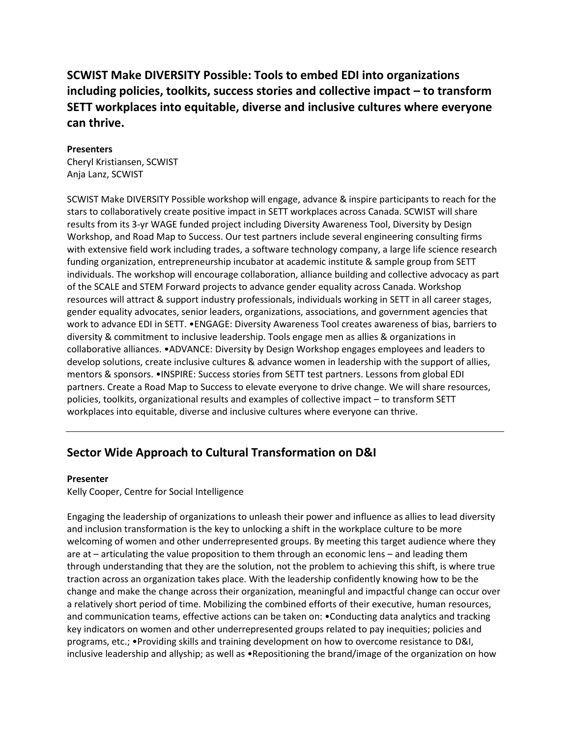## SCWIST Make DIVERSITY Possible: Tools to embed EDI into organizations including policies, toolkits, success stories and collective impact – to transform SETT workplaces into equitable, diverse and inclusive cultures where everyone can thrive.

**Presenters**
Cheryl Kristiansen, SCWIST
Anja Lanz, SCWIST

SCWIST Make DIVERSITY Possible workshop will engage, advance & inspire participants to reach for the stars to collaboratively create positive impact in SETT workplaces across Canada. SCWIST will share results from its 3-yr WAGE funded project including Diversity Awareness Tool, Diversity by Design Workshop, and Road Map to Success. Our test partners include several engineering consulting firms with extensive field work including trades, a software technology company, a large life science research funding organization, entrepreneurship incubator at academic institute & sample group from SETT individuals. The workshop will encourage collaboration, alliance building and collective advocacy as part of the SCALE and STEM Forward projects to advance gender equality across Canada. Workshop resources will attract & support industry professionals, individuals working in SETT in all career stages, gender equality advocates, senior leaders, organizations, associations, and government agencies that work to advance EDI in SETT. •ENGAGE: Diversity Awareness Tool creates awareness of bias, barriers to diversity & commitment to inclusive leadership. Tools engage men as allies & organizations in collaborative alliances. •ADVANCE: Diversity by Design Workshop engages employees and leaders to develop solutions, create inclusive cultures & advance women in leadership with the support of allies, mentors & sponsors. •INSPIRE: Success stories from SETT test partners. Lessons from global EDI partners. Create a Road Map to Success to elevate everyone to drive change. We will share resources, policies, toolkits, organizational results and examples of collective impact – to transform SETT workplaces into equitable, diverse and inclusive cultures where everyone can thrive.

---

## Sector Wide Approach to Cultural Transformation on D&I

**Presenter**
Kelly Cooper, Centre for Social Intelligence

Engaging the leadership of organizations to unleash their power and influence as allies to lead diversity and inclusion transformation is the key to unlocking a shift in the workplace culture to be more welcoming of women and other underrepresented groups. By meeting this target audience where they are at – articulating the value proposition to them through an economic lens – and leading them through understanding that they are the solution, not the problem to achieving this shift, is where true traction across an organization takes place. With the leadership confidently knowing how to be the change and make the change across their organization, meaningful and impactful change can occur over a relatively short period of time. Mobilizing the combined efforts of their executive, human resources, and communication teams, effective actions can be taken on: •Conducting data analytics and tracking key indicators on women and other underrepresented groups related to pay inequities; policies and programs, etc.; •Providing skills and training development on how to overcome resistance to D&I, inclusive leadership and allyship; as well as •Repositioning the brand/image of the organization on how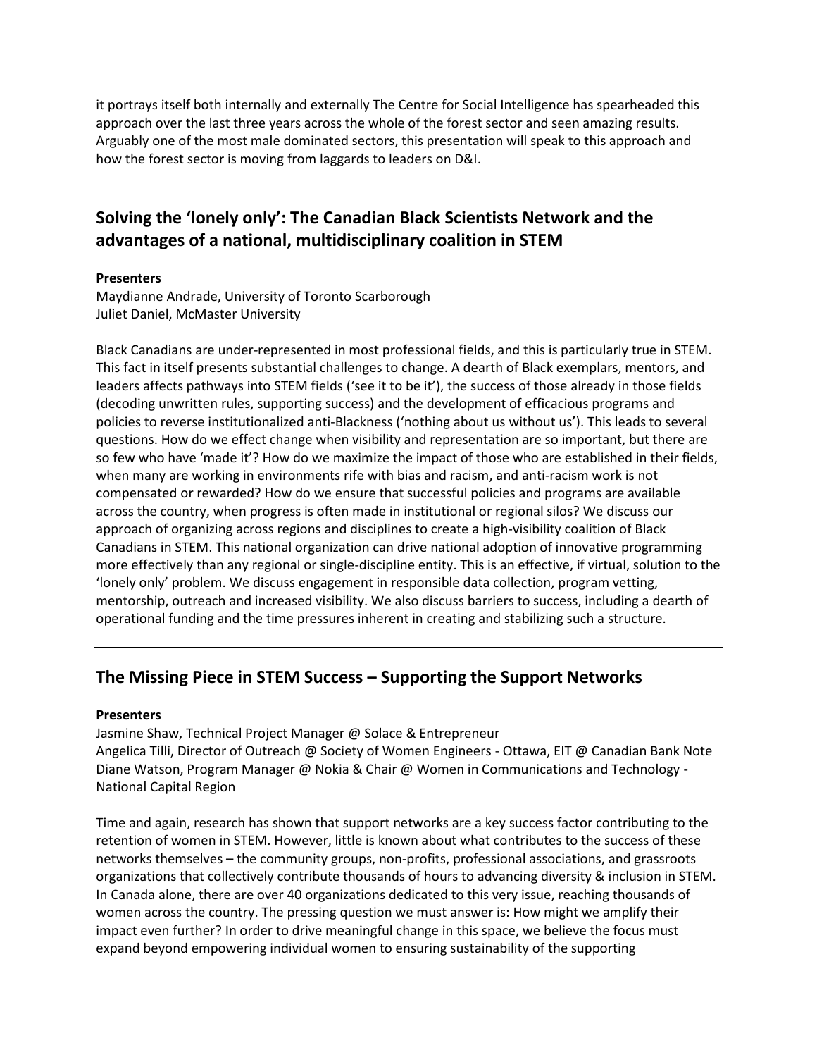it portrays itself both internally and externally The Centre for Social Intelligence has spearheaded this approach over the last three years across the whole of the forest sector and seen amazing results. Arguably one of the most male dominated sectors, this presentation will speak to this approach and how the forest sector is moving from laggards to leaders on D&I.

---

## Solving the 'lonely only': The Canadian Black Scientists Network and the advantages of a national, multidisciplinary coalition in STEM

**Presenters**
Maydianne Andrade, University of Toronto Scarborough
Juliet Daniel, McMaster University

Black Canadians are under-represented in most professional fields, and this is particularly true in STEM. This fact in itself presents substantial challenges to change. A dearth of Black exemplars, mentors, and leaders affects pathways into STEM fields ('see it to be it'), the success of those already in those fields (decoding unwritten rules, supporting success) and the development of efficacious programs and policies to reverse institutionalized anti-Blackness ('nothing about us without us'). This leads to several questions. How do we effect change when visibility and representation are so important, but there are so few who have 'made it'? How do we maximize the impact of those who are established in their fields, when many are working in environments rife with bias and racism, and anti-racism work is not compensated or rewarded? How do we ensure that successful policies and programs are available across the country, when progress is often made in institutional or regional silos? We discuss our approach of organizing across regions and disciplines to create a high-visibility coalition of Black Canadians in STEM. This national organization can drive national adoption of innovative programming more effectively than any regional or single-discipline entity. This is an effective, if virtual, solution to the 'lonely only' problem. We discuss engagement in responsible data collection, program vetting, mentorship, outreach and increased visibility. We also discuss barriers to success, including a dearth of operational funding and the time pressures inherent in creating and stabilizing such a structure.

---

## The Missing Piece in STEM Success – Supporting the Support Networks

**Presenters**
Jasmine Shaw, Technical Project Manager @ Solace & Entrepreneur
Angelica Tilli, Director of Outreach @ Society of Women Engineers - Ottawa, EIT @ Canadian Bank Note
Diane Watson, Program Manager @ Nokia & Chair @ Women in Communications and Technology - National Capital Region

Time and again, research has shown that support networks are a key success factor contributing to the retention of women in STEM. However, little is known about what contributes to the success of these networks themselves – the community groups, non-profits, professional associations, and grassroots organizations that collectively contribute thousands of hours to advancing diversity & inclusion in STEM. In Canada alone, there are over 40 organizations dedicated to this very issue, reaching thousands of women across the country. The pressing question we must answer is: How might we amplify their impact even further? In order to drive meaningful change in this space, we believe the focus must expand beyond empowering individual women to ensuring sustainability of the supporting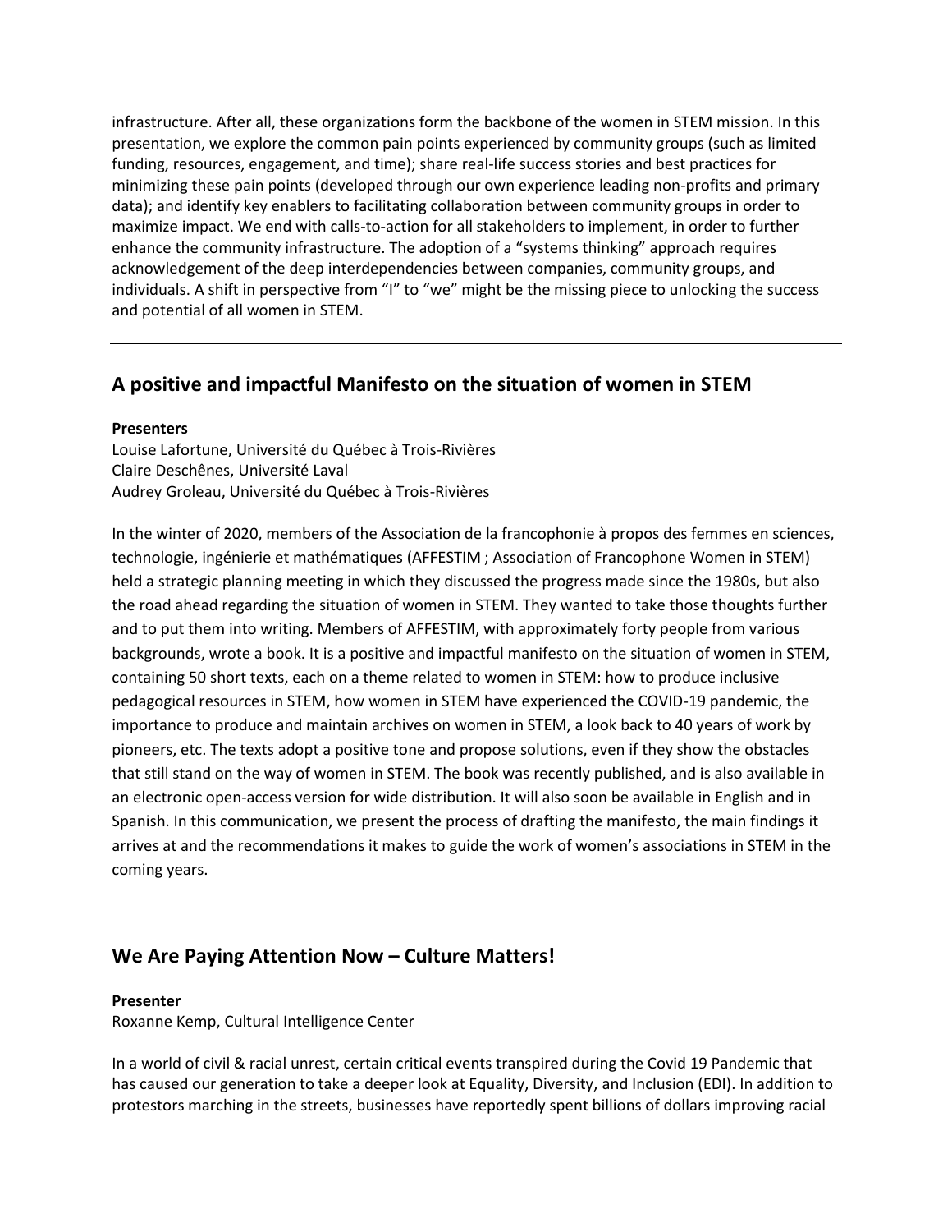infrastructure. After all, these organizations form the backbone of the women in STEM mission. In this presentation, we explore the common pain points experienced by community groups (such as limited funding, resources, engagement, and time); share real-life success stories and best practices for minimizing these pain points (developed through our own experience leading non-profits and primary data); and identify key enablers to facilitating collaboration between community groups in order to maximize impact. We end with calls-to-action for all stakeholders to implement, in order to further enhance the community infrastructure. The adoption of a "systems thinking" approach requires acknowledgement of the deep interdependencies between companies, community groups, and individuals. A shift in perspective from "I" to "we" might be the missing piece to unlocking the success and potential of all women in STEM.

---

## A positive and impactful Manifesto on the situation of women in STEM

**Presenters**
Louise Lafortune, Université du Québec à Trois-Rivières
Claire Deschênes, Université Laval
Audrey Groleau, Université du Québec à Trois-Rivières

In the winter of 2020, members of the Association de la francophonie à propos des femmes en sciences, technologie, ingénierie et mathématiques (AFFESTIM ; Association of Francophone Women in STEM) held a strategic planning meeting in which they discussed the progress made since the 1980s, but also the road ahead regarding the situation of women in STEM. They wanted to take those thoughts further and to put them into writing. Members of AFFESTIM, with approximately forty people from various backgrounds, wrote a book. It is a positive and impactful manifesto on the situation of women in STEM, containing 50 short texts, each on a theme related to women in STEM: how to produce inclusive pedagogical resources in STEM, how women in STEM have experienced the COVID-19 pandemic, the importance to produce and maintain archives on women in STEM, a look back to 40 years of work by pioneers, etc. The texts adopt a positive tone and propose solutions, even if they show the obstacles that still stand on the way of women in STEM. The book was recently published, and is also available in an electronic open-access version for wide distribution. It will also soon be available in English and in Spanish. In this communication, we present the process of drafting the manifesto, the main findings it arrives at and the recommendations it makes to guide the work of women's associations in STEM in the coming years.

---

## We Are Paying Attention Now – Culture Matters!

**Presenter**
Roxanne Kemp, Cultural Intelligence Center

In a world of civil & racial unrest, certain critical events transpired during the Covid 19 Pandemic that has caused our generation to take a deeper look at Equality, Diversity, and Inclusion (EDI). In addition to protestors marching in the streets, businesses have reportedly spent billions of dollars improving racial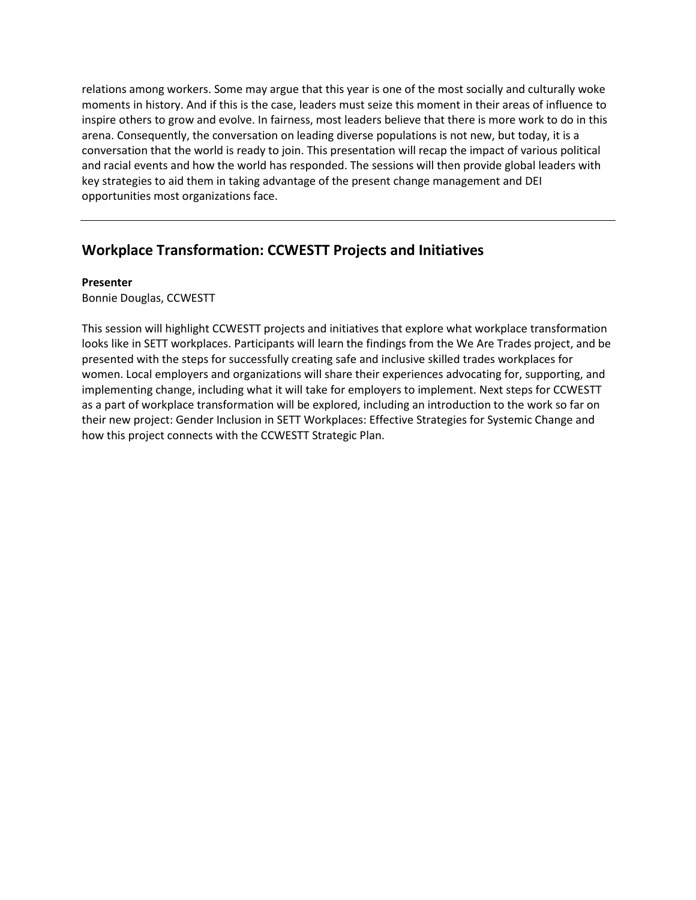relations among workers. Some may argue that this year is one of the most socially and culturally woke moments in history. And if this is the case, leaders must seize this moment in their areas of influence to inspire others to grow and evolve. In fairness, most leaders believe that there is more work to do in this arena. Consequently, the conversation on leading diverse populations is not new, but today, it is a conversation that the world is ready to join. This presentation will recap the impact of various political and racial events and how the world has responded. The sessions will then provide global leaders with key strategies to aid them in taking advantage of the present change management and DEI opportunities most organizations face.

---

## Workplace Transformation: CCWESTT Projects and Initiatives

**Presenter**
Bonnie Douglas, CCWESTT

This session will highlight CCWESTT projects and initiatives that explore what workplace transformation looks like in SETT workplaces. Participants will learn the findings from the We Are Trades project, and be presented with the steps for successfully creating safe and inclusive skilled trades workplaces for women. Local employers and organizations will share their experiences advocating for, supporting, and implementing change, including what it will take for employers to implement. Next steps for CCWESTT as a part of workplace transformation will be explored, including an introduction to the work so far on their new project: Gender Inclusion in SETT Workplaces: Effective Strategies for Systemic Change and how this project connects with the CCWESTT Strategic Plan.